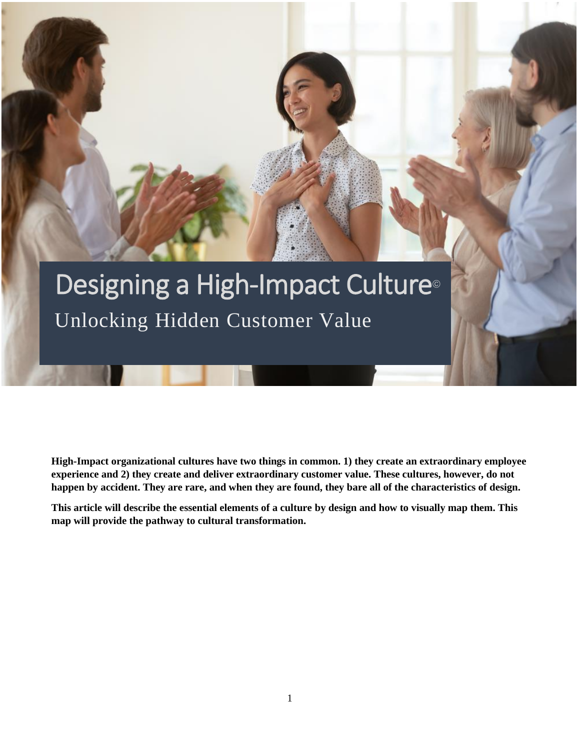# Designing a High-Impact Culture©

## Unlocking Hidden Customer Value

**High-Impact organizational cultures have two things in common. 1) they create an extraordinary employee experience and 2) they create and deliver extraordinary customer value. These cultures, however, do not happen by accident. They are rare, and when they are found, they bare all of the characteristics of design.**

**This article will describe the essential elements of a culture by design and how to visually map them. This map will provide the pathway to cultural transformation.**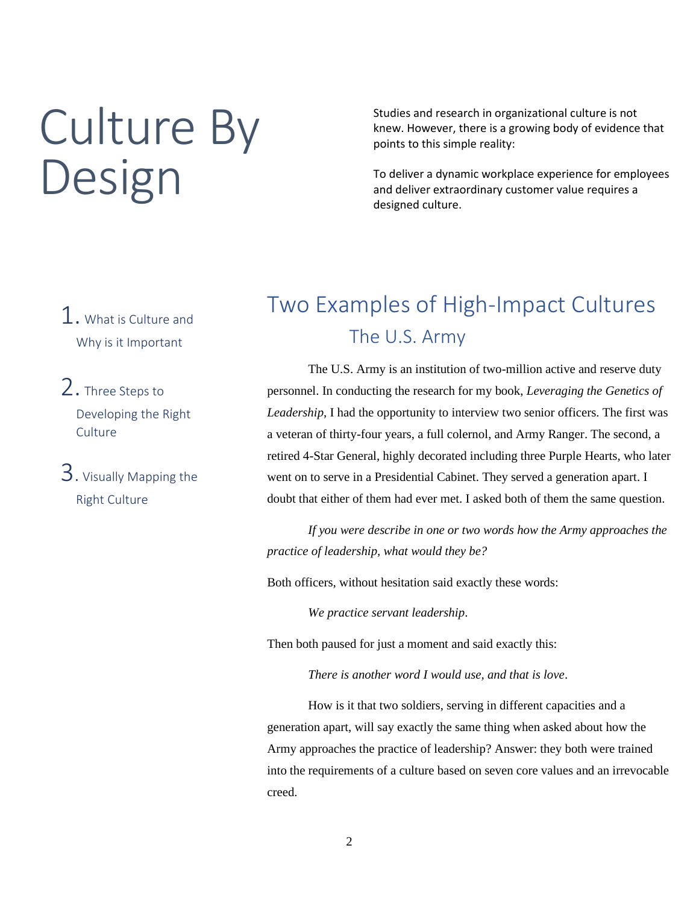# Culture By Design

Studies and research in organizational culture is not knew. However, there is a growing body of evidence that points to this simple reality:

To deliver a dynamic workplace experience for employees and deliver extraordinary customer value requires a designed culture.

1. What is Culture and Why is it Important
2. Three Steps to Developing the Right Culture
3. Visually Mapping the Right Culture

## Two Examples of High-Impact Cultures

### The U.S. Army

The U.S. Army is an institution of two-million active and reserve duty personnel. In conducting the research for my book, *Leveraging the Genetics of Leadership*, I had the opportunity to interview two senior officers. The first was a veteran of thirty-four years, a full colernol, and Army Ranger. The second, a retired 4-Star General, highly decorated including three Purple Hearts, who later went on to serve in a Presidential Cabinet. They served a generation apart. I doubt that either of them had ever met. I asked both of them the same question.

*If you were describe in one or two words how the Army approaches the practice of leadership, what would they be?*

Both officers, without hesitation said exactly these words:

*We practice servant leadership*.

Then both paused for just a moment and said exactly this:

*There is another word I would use, and that is love*.

How is it that two soldiers, serving in different capacities and a generation apart, will say exactly the same thing when asked about how the Army approaches the practice of leadership? Answer: they both were trained into the requirements of a culture based on seven core values and an irrevocable creed.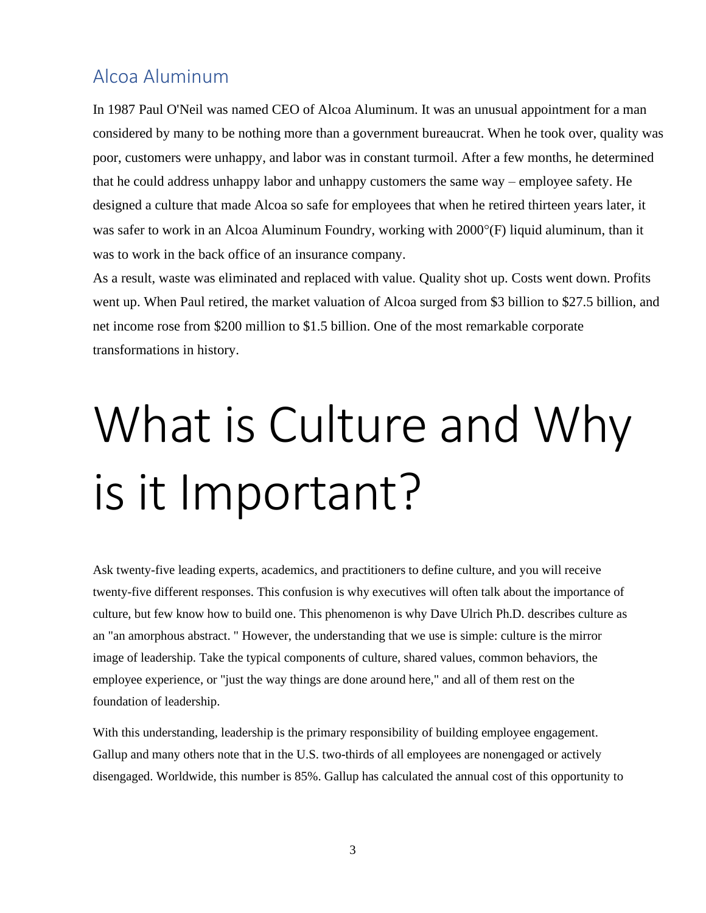## Alcoa Aluminum

In 1987 Paul O'Neil was named CEO of Alcoa Aluminum. It was an unusual appointment for a man considered by many to be nothing more than a government bureaucrat. When he took over, quality was poor, customers were unhappy, and labor was in constant turmoil. After a few months, he determined that he could address unhappy labor and unhappy customers the same way – employee safety. He designed a culture that made Alcoa so safe for employees that when he retired thirteen years later, it was safer to work in an Alcoa Aluminum Foundry, working with 2000°(F) liquid aluminum, than it was to work in the back office of an insurance company.

As a result, waste was eliminated and replaced with value. Quality shot up. Costs went down. Profits went up. When Paul retired, the market valuation of Alcoa surged from $3 billion to $27.5 billion, and net income rose from $200 million to $1.5 billion. One of the most remarkable corporate transformations in history.

# What is Culture and Why is it Important?

Ask twenty-five leading experts, academics, and practitioners to define culture, and you will receive twenty-five different responses. This confusion is why executives will often talk about the importance of culture, but few know how to build one. This phenomenon is why Dave Ulrich Ph.D. describes culture as an "an amorphous abstract. " However, the understanding that we use is simple: culture is the mirror image of leadership. Take the typical components of culture, shared values, common behaviors, the employee experience, or "just the way things are done around here," and all of them rest on the foundation of leadership.

With this understanding, leadership is the primary responsibility of building employee engagement. Gallup and many others note that in the U.S. two-thirds of all employees are nonengaged or actively disengaged. Worldwide, this number is 85%. Gallup has calculated the annual cost of this opportunity to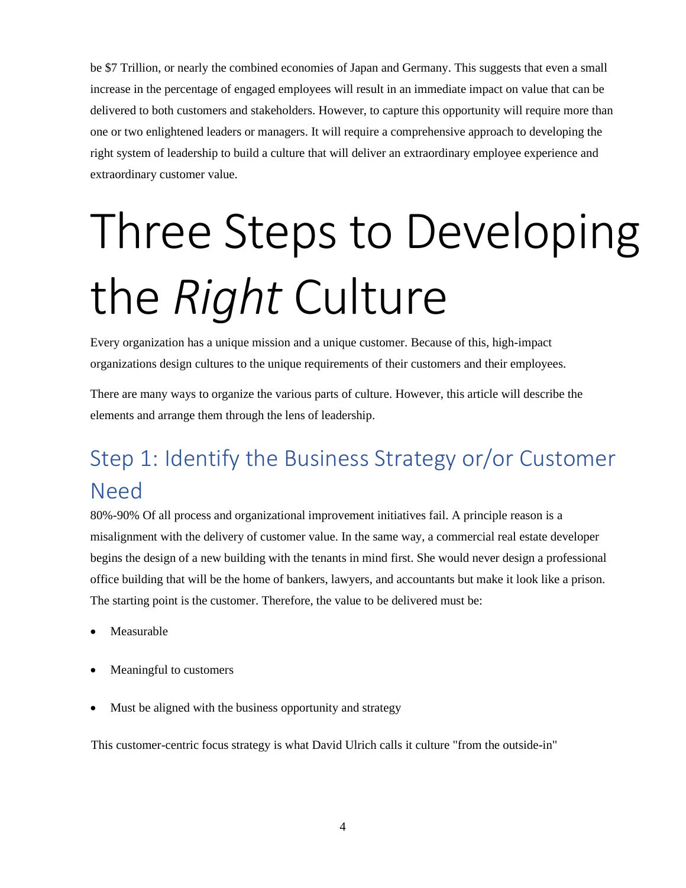be $7 Trillion, or nearly the combined economies of Japan and Germany. This suggests that even a small increase in the percentage of engaged employees will result in an immediate impact on value that can be delivered to both customers and stakeholders. However, to capture this opportunity will require more than one or two enlightened leaders or managers. It will require a comprehensive approach to developing the right system of leadership to build a culture that will deliver an extraordinary employee experience and extraordinary customer value.

# Three Steps to Developing the *Right* Culture

Every organization has a unique mission and a unique customer. Because of this, high-impact organizations design cultures to the unique requirements of their customers and their employees.

There are many ways to organize the various parts of culture. However, this article will describe the elements and arrange them through the lens of leadership.

## Step 1: Identify the Business Strategy or/or Customer Need

80%-90% Of all process and organizational improvement initiatives fail. A principle reason is a misalignment with the delivery of customer value. In the same way, a commercial real estate developer begins the design of a new building with the tenants in mind first. She would never design a professional office building that will be the home of bankers, lawyers, and accountants but make it look like a prison. The starting point is the customer. Therefore, the value to be delivered must be:

- Measurable
- Meaningful to customers
- Must be aligned with the business opportunity and strategy

This customer-centric focus strategy is what David Ulrich calls it culture "from the outside-in"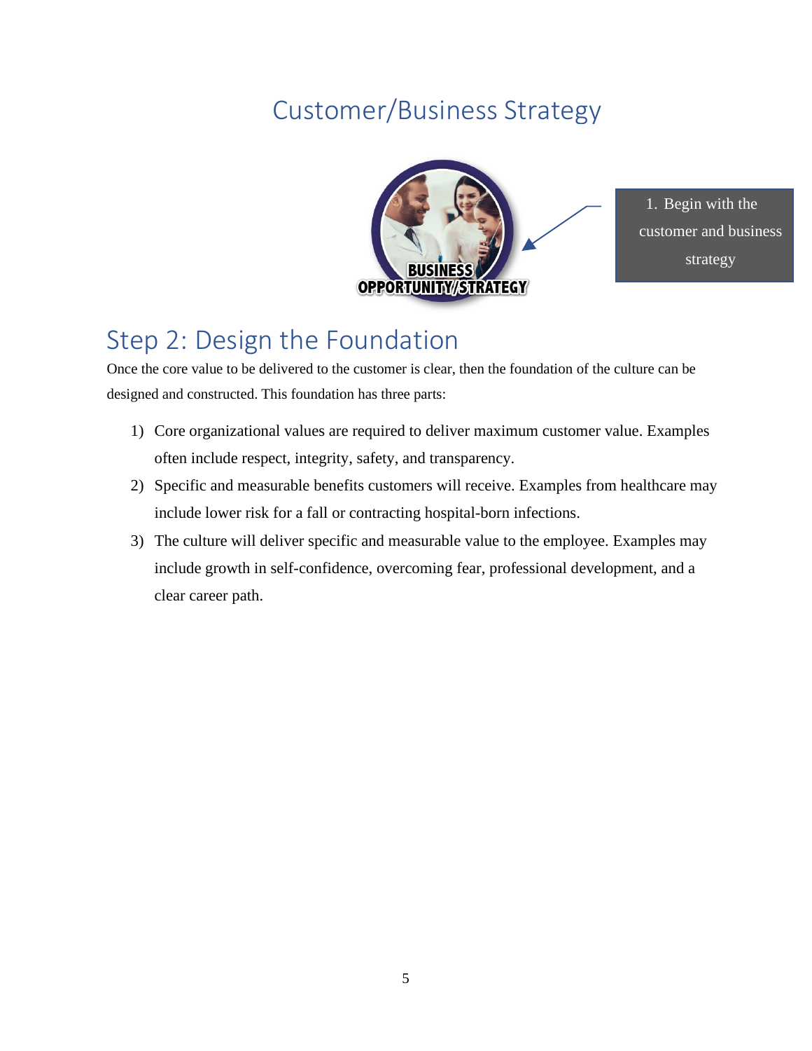# Customer/Business Strategy

BUSINESS OPPORTUNITY/STRATEGY

1. Begin with the customer and business strategy

## Step 2: Design the Foundation

Once the core value to be delivered to the customer is clear, then the foundation of the culture can be designed and constructed. This foundation has three parts:

1) Core organizational values are required to deliver maximum customer value. Examples often include respect, integrity, safety, and transparency.
2) Specific and measurable benefits customers will receive. Examples from healthcare may include lower risk for a fall or contracting hospital-born infections.
3) The culture will deliver specific and measurable value to the employee. Examples may include growth in self-confidence, overcoming fear, professional development, and a clear career path.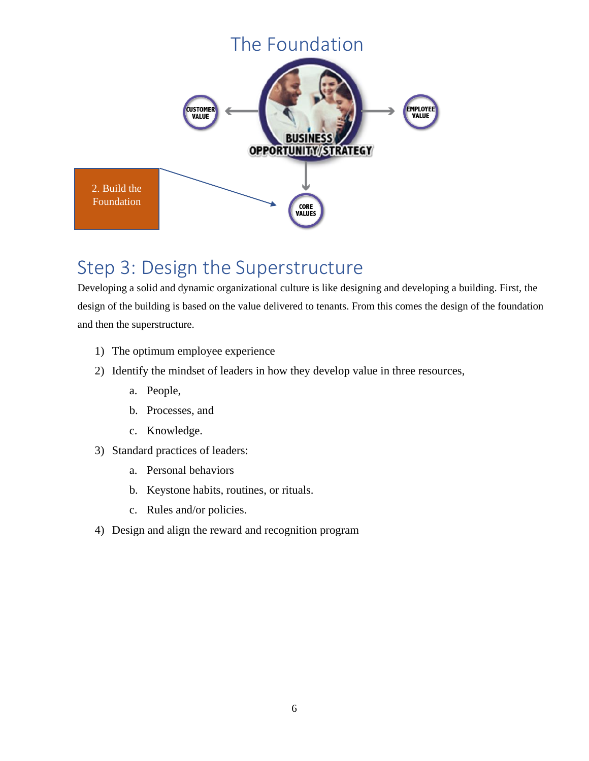## The Foundation

CUSTOMER VALUE

BUSINESS OPPORTUNITY/STRATEGY

EMPLOYEE VALUE

CORE VALUES

2. Build the Foundation

## Step 3: Design the Superstructure

Developing a solid and dynamic organizational culture is like designing and developing a building. First, the design of the building is based on the value delivered to tenants. From this comes the design of the foundation and then the superstructure.

1) The optimum employee experience
2) Identify the mindset of leaders in how they develop value in three resources,
    a. People,
    b. Processes, and
    c. Knowledge.
3) Standard practices of leaders:
    a. Personal behaviors
    b. Keystone habits, routines, or rituals.
    c. Rules and/or policies.
4) Design and align the reward and recognition program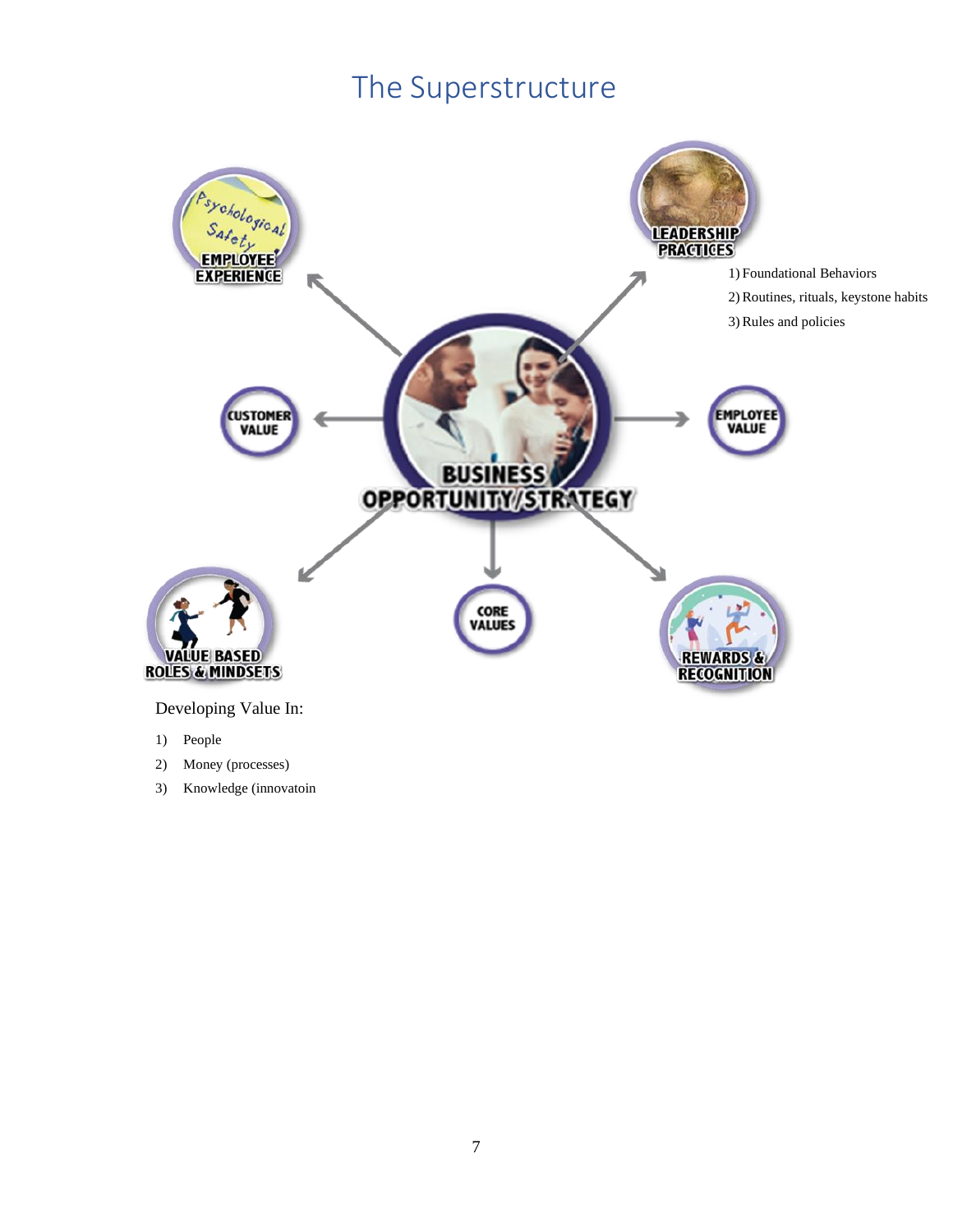# The Superstructure

EMPLOYEE EXPERIENCE

LEADERSHIP PRACTICES

1) Foundational Behaviors
2) Routines, rituals, keystone habits
3) Rules and policies

CUSTOMER VALUE

BUSINESS OPPORTUNITY/STRATEGY

EMPLOYEE VALUE

VALUE BASED ROLES & MINDSETS

CORE VALUES

REWARDS & RECOGNITION

Developing Value In:

1) People
2) Money (processes)
3) Knowledge (innovatoin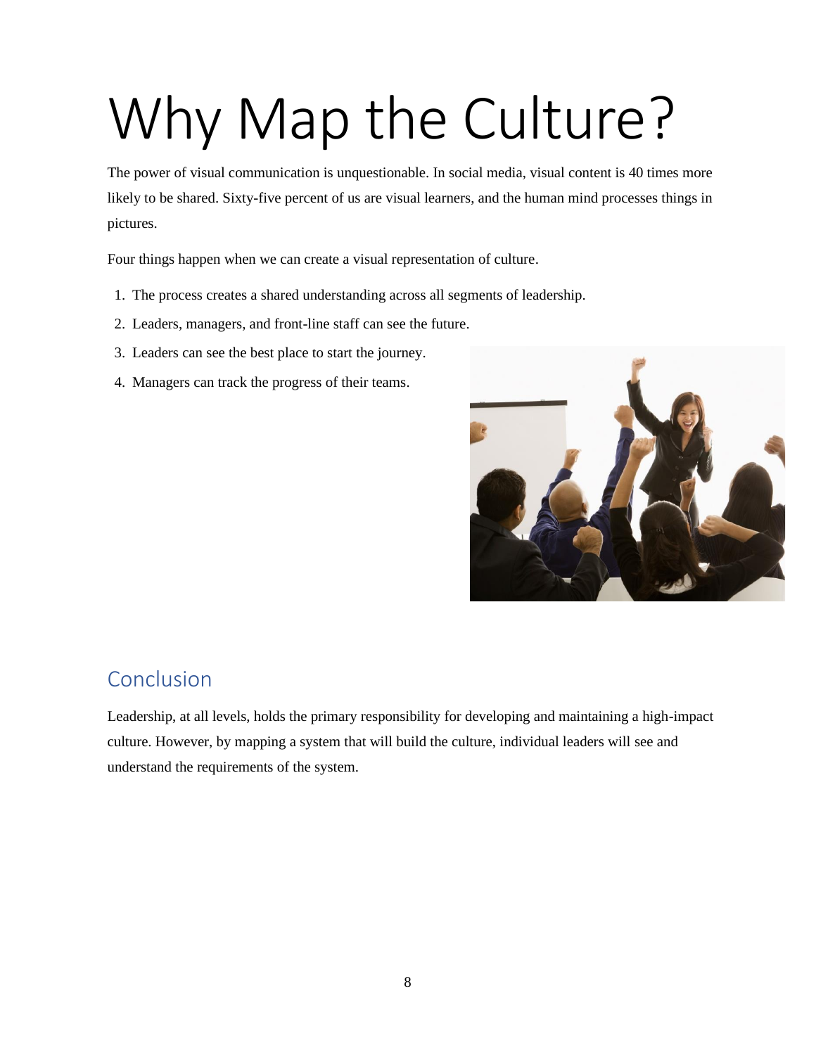# Why Map the Culture?

The power of visual communication is unquestionable. In social media, visual content is 40 times more likely to be shared. Sixty-five percent of us are visual learners, and the human mind processes things in pictures.

Four things happen when we can create a visual representation of culture.

1. The process creates a shared understanding across all segments of leadership.
2. Leaders, managers, and front-line staff can see the future.
3. Leaders can see the best place to start the journey.
4. Managers can track the progress of their teams.

## Conclusion

Leadership, at all levels, holds the primary responsibility for developing and maintaining a high-impact culture. However, by mapping a system that will build the culture, individual leaders will see and understand the requirements of the system.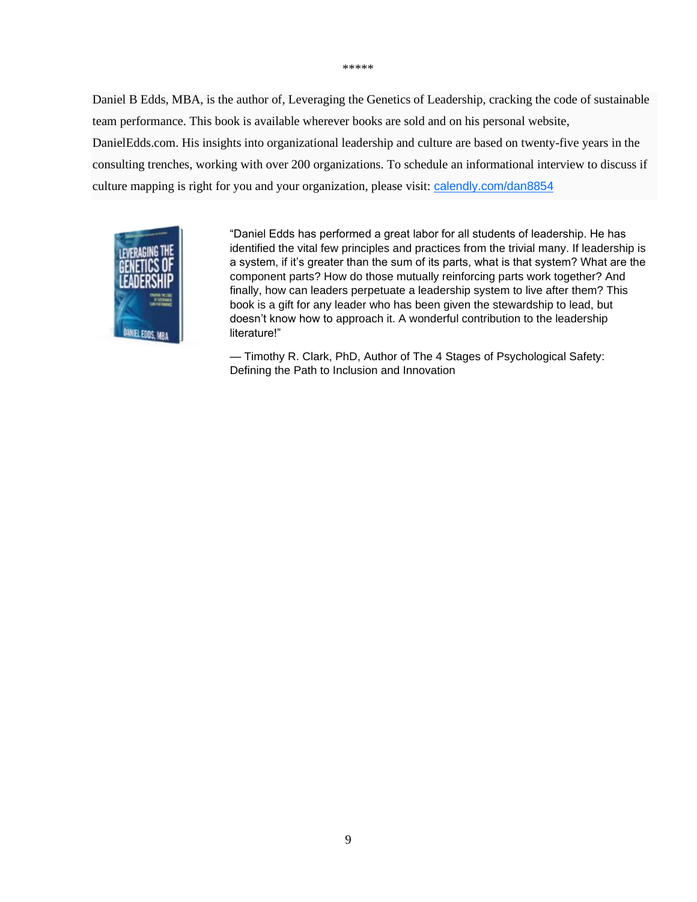*****

Daniel B Edds, MBA, is the author of, Leveraging the Genetics of Leadership, cracking the code of sustainable team performance. This book is available wherever books are sold and on his personal website, DanielEdds.com. His insights into organizational leadership and culture are based on twenty-five years in the consulting trenches, working with over 200 organizations. To schedule an informational interview to discuss if culture mapping is right for you and your organization, please visit: [calendly.com/dan8854](https://calendly.com/dan8854)

"Daniel Edds has performed a great labor for all students of leadership. He has identified the vital few principles and practices from the trivial many. If leadership is a system, if it's greater than the sum of its parts, what is that system? What are the component parts? How do those mutually reinforcing parts work together? And finally, how can leaders perpetuate a leadership system to live after them? This book is a gift for any leader who has been given the stewardship to lead, but doesn't know how to approach it. A wonderful contribution to the leadership literature!"

— Timothy R. Clark, PhD, Author of The 4 Stages of Psychological Safety: Defining the Path to Inclusion and Innovation